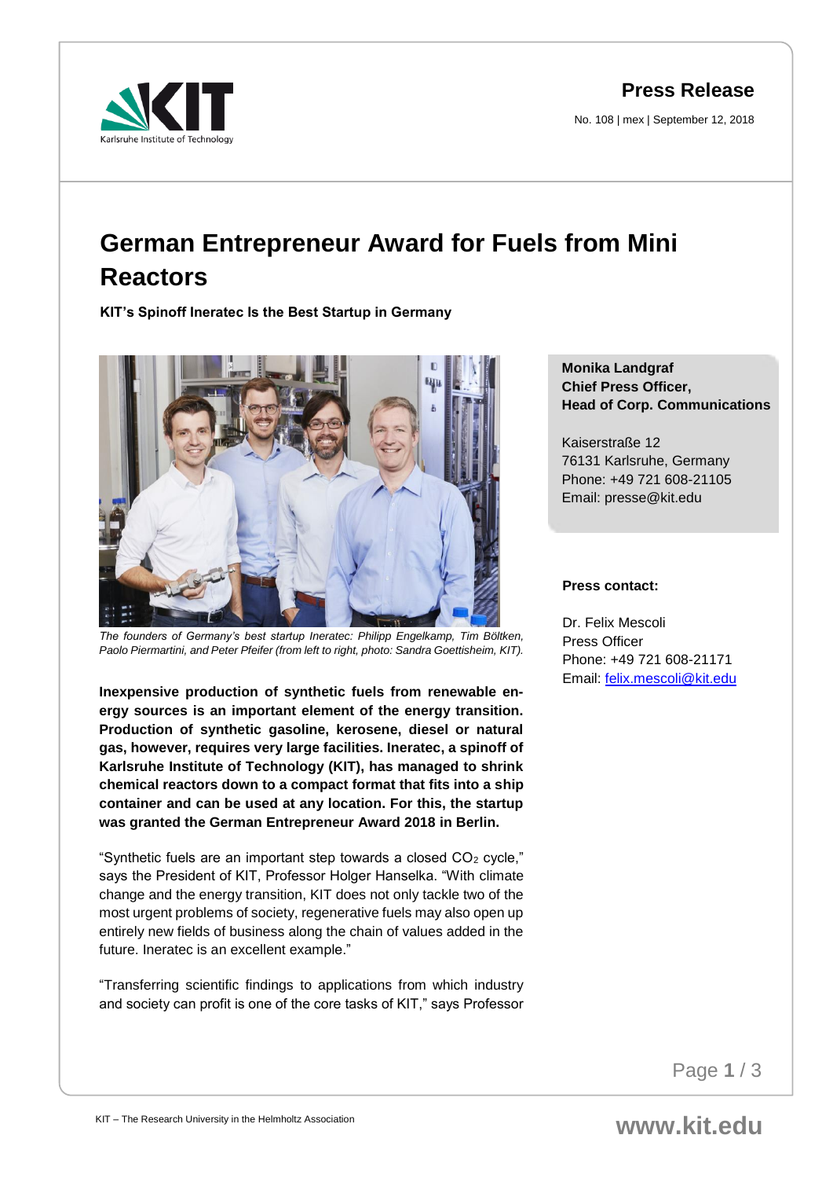**Press Release**

No. 108 | mex | September 12, 2018

# German Entrepreneur Award for Fuels from Mini Reactors

**KIT's Spinoff Ineratec Is the Best Startup in Germany**

*The founders of Germany's best startup Ineratec: Philipp Engelkamp, Tim Böltken, Paolo Piermartini, and Peter Pfeifer (from left to right, photo: Sandra Goettisheim, KIT).*

**Inexpensive production of synthetic fuels from renewable energy sources is an important element of the energy transition. Production of synthetic gasoline, kerosene, diesel or natural gas, however, requires very large facilities. Ineratec, a spinoff of Karlsruhe Institute of Technology (KIT), has managed to shrink chemical reactors down to a compact format that fits into a ship container and can be used at any location. For this, the startup was granted the German Entrepreneur Award 2018 in Berlin.**

"Synthetic fuels are an important step towards a closed $CO_2$ cycle," says the President of KIT, Professor Holger Hanselka. "With climate change and the energy transition, KIT does not only tackle two of the most urgent problems of society, regenerative fuels may also open up entirely new fields of business along the chain of values added in the future. Ineratec is an excellent example."

"Transferring scientific findings to applications from which industry and society can profit is one of the core tasks of KIT," says Professor

**Monika Landgraf**
**Chief Press Officer,**
**Head of Corp. Communications**

Kaiserstraße 12
76131 Karlsruhe, Germany
Phone: +49 721 608-21105
Email: presse@kit.edu

**Press contact:**

Dr. Felix Mescoli
Press Officer
Phone: +49 721 608-21171
Email: felix.mescoli@kit.edu

KIT – The Research University in the Helmholtz Association

www.kit.edu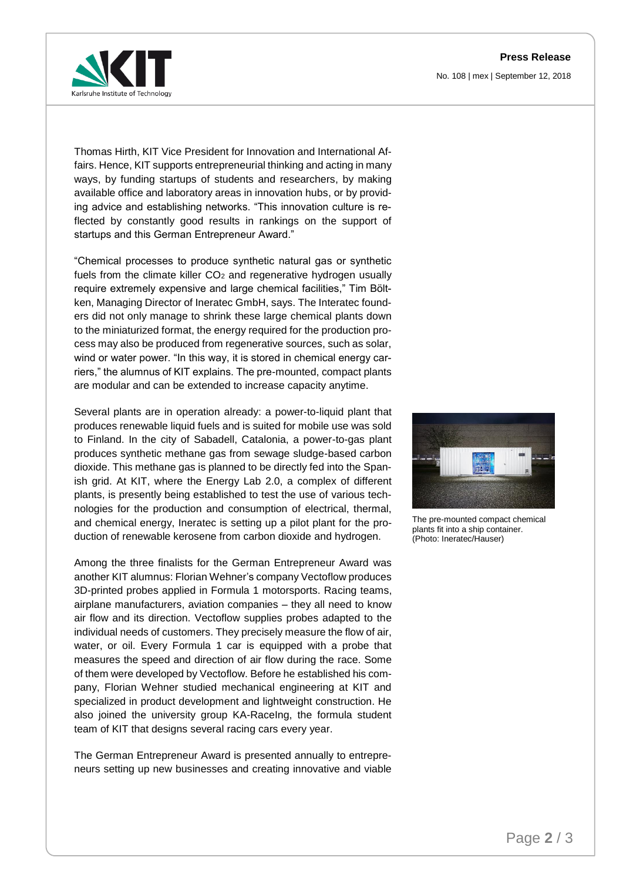Thomas Hirth, KIT Vice President for Innovation and International Affairs. Hence, KIT supports entrepreneurial thinking and acting in many ways, by funding startups of students and researchers, by making available office and laboratory areas in innovation hubs, or by providing advice and establishing networks. "This innovation culture is reflected by constantly good results in rankings on the support of startups and this German Entrepreneur Award."

"Chemical processes to produce synthetic natural gas or synthetic fuels from the climate killer $CO_2$ and regenerative hydrogen usually require extremely expensive and large chemical facilities," Tim Böltken, Managing Director of Ineratec GmbH, says. The Interatec founders did not only manage to shrink these large chemical plants down to the miniaturized format, the energy required for the production process may also be produced from regenerative sources, such as solar, wind or water power. "In this way, it is stored in chemical energy carriers," the alumnus of KIT explains. The pre-mounted, compact plants are modular and can be extended to increase capacity anytime.

Several plants are in operation already: a power-to-liquid plant that produces renewable liquid fuels and is suited for mobile use was sold to Finland. In the city of Sabadell, Catalonia, a power-to-gas plant produces synthetic methane gas from sewage sludge-based carbon dioxide. This methane gas is planned to be directly fed into the Spanish grid. At KIT, where the Energy Lab 2.0, a complex of different plants, is presently being established to test the use of various technologies for the production and consumption of electrical, thermal, and chemical energy, Ineratec is setting up a pilot plant for the production of renewable kerosene from carbon dioxide and hydrogen.

The pre-mounted compact chemical plants fit into a ship container. (Photo: Ineratec/Hauser)

Among the three finalists for the German Entrepreneur Award was another KIT alumnus: Florian Wehner's company Vectoflow produces 3D-printed probes applied in Formula 1 motorsports. Racing teams, airplane manufacturers, aviation companies – they all need to know air flow and its direction. Vectoflow supplies probes adapted to the individual needs of customers. They precisely measure the flow of air, water, or oil. Every Formula 1 car is equipped with a probe that measures the speed and direction of air flow during the race. Some of them were developed by Vectoflow. Before he established his company, Florian Wehner studied mechanical engineering at KIT and specialized in product development and lightweight construction. He also joined the university group KA-RaceIng, the formula student team of KIT that designs several racing cars every year.

The German Entrepreneur Award is presented annually to entrepreneurs setting up new businesses and creating innovative and viable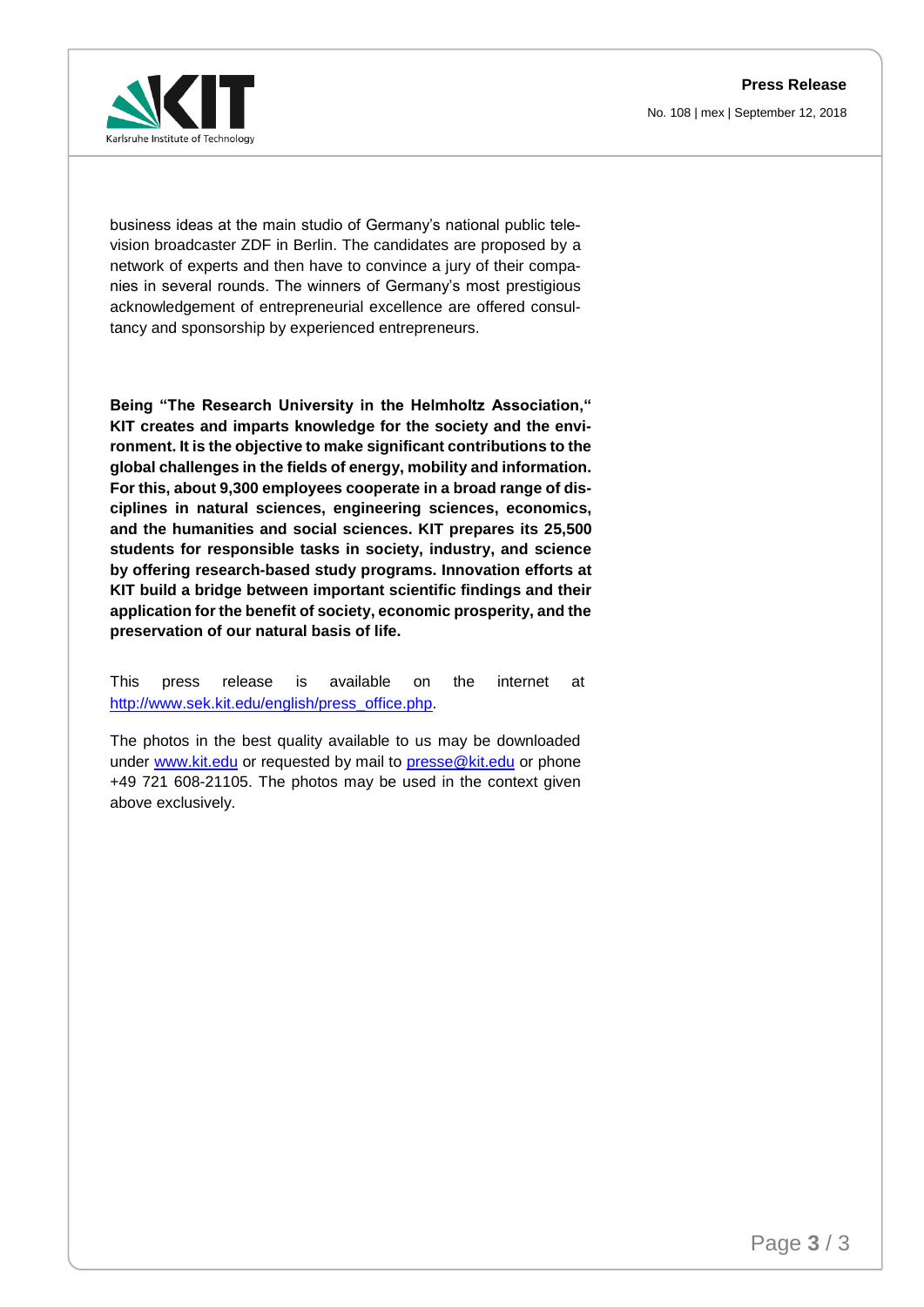business ideas at the main studio of Germany's national public television broadcaster ZDF in Berlin. The candidates are proposed by a network of experts and then have to convince a jury of their companies in several rounds. The winners of Germany's most prestigious acknowledgement of entrepreneurial excellence are offered consultancy and sponsorship by experienced entrepreneurs.

**Being "The Research University in the Helmholtz Association," KIT creates and imparts knowledge for the society and the environment. It is the objective to make significant contributions to the global challenges in the fields of energy, mobility and information. For this, about 9,300 employees cooperate in a broad range of disciplines in natural sciences, engineering sciences, economics, and the humanities and social sciences. KIT prepares its 25,500 students for responsible tasks in society, industry, and science by offering research-based study programs. Innovation efforts at KIT build a bridge between important scientific findings and their application for the benefit of society, economic prosperity, and the preservation of our natural basis of life.**

This press release is available on the internet at http://www.sek.kit.edu/english/press_office.php.

The photos in the best quality available to us may be downloaded under www.kit.edu or requested by mail to presse@kit.edu or phone +49 721 608-21105. The photos may be used in the context given above exclusively.